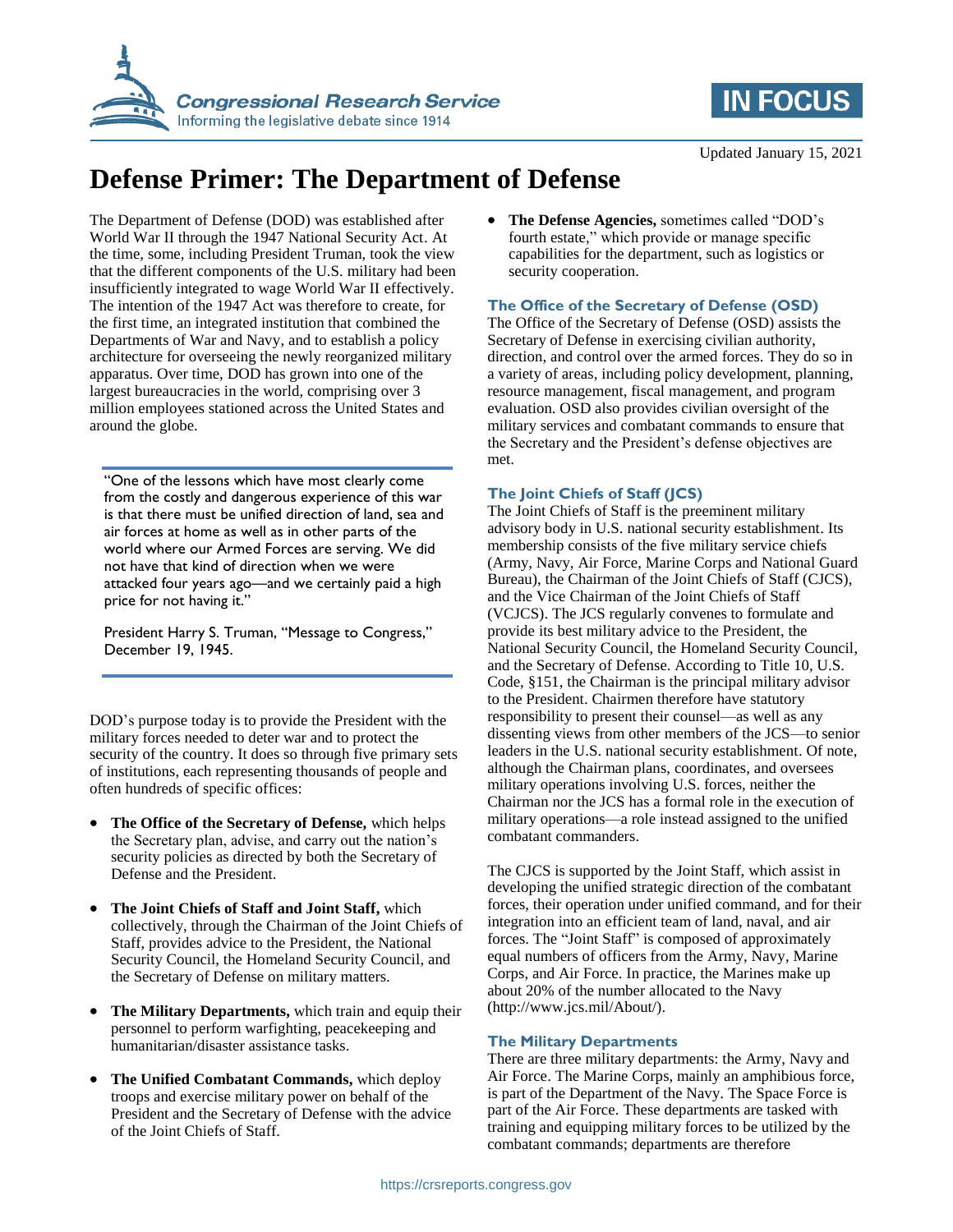Updated January 15, 2021

# Defense Primer: The Department of Defense

The Department of Defense (DOD) was established after World War II through the 1947 National Security Act. At the time, some, including President Truman, took the view that the different components of the U.S. military had been insufficiently integrated to wage World War II effectively. The intention of the 1947 Act was therefore to create, for the first time, an integrated institution that combined the Departments of War and Navy, and to establish a policy architecture for overseeing the newly reorganized military apparatus. Over time, DOD has grown into one of the largest bureaucracies in the world, comprising over 3 million employees stationed across the United States and around the globe.

> "One of the lessons which have most clearly come from the costly and dangerous experience of this war is that there must be unified direction of land, sea and air forces at home as well as in other parts of the world where our Armed Forces are serving. We did not have that kind of direction when we were attacked four years ago—and we certainly paid a high price for not having it."
>
> President Harry S. Truman, "Message to Congress," December 19, 1945.

DOD's purpose today is to provide the President with the military forces needed to deter war and to protect the security of the country. It does so through five primary sets of institutions, each representing thousands of people and often hundreds of specific offices:

- **The Office of the Secretary of Defense,** which helps the Secretary plan, advise, and carry out the nation's security policies as directed by both the Secretary of Defense and the President.
- **The Joint Chiefs of Staff and Joint Staff,** which collectively, through the Chairman of the Joint Chiefs of Staff, provides advice to the President, the National Security Council, the Homeland Security Council, and the Secretary of Defense on military matters.
- **The Military Departments,** which train and equip their personnel to perform warfighting, peacekeeping and humanitarian/disaster assistance tasks.
- **The Unified Combatant Commands,** which deploy troops and exercise military power on behalf of the President and the Secretary of Defense with the advice of the Joint Chiefs of Staff.
- **The Defense Agencies,** sometimes called "DOD's fourth estate," which provide or manage specific capabilities for the department, such as logistics or security cooperation.

## The Office of the Secretary of Defense (OSD)

The Office of the Secretary of Defense (OSD) assists the Secretary of Defense in exercising civilian authority, direction, and control over the armed forces. They do so in a variety of areas, including policy development, planning, resource management, fiscal management, and program evaluation. OSD also provides civilian oversight of the military services and combatant commands to ensure that the Secretary and the President's defense objectives are met.

## The Joint Chiefs of Staff (JCS)

The Joint Chiefs of Staff is the preeminent military advisory body in U.S. national security establishment. Its membership consists of the five military service chiefs (Army, Navy, Air Force, Marine Corps and National Guard Bureau), the Chairman of the Joint Chiefs of Staff (CJCS), and the Vice Chairman of the Joint Chiefs of Staff (VCJCS). The JCS regularly convenes to formulate and provide its best military advice to the President, the National Security Council, the Homeland Security Council, and the Secretary of Defense. According to Title 10, U.S. Code, §151, the Chairman is the principal military advisor to the President. Chairmen therefore have statutory responsibility to present their counsel—as well as any dissenting views from other members of the JCS—to senior leaders in the U.S. national security establishment. Of note, although the Chairman plans, coordinates, and oversees military operations involving U.S. forces, neither the Chairman nor the JCS has a formal role in the execution of military operations—a role instead assigned to the unified combatant commanders.

The CJCS is supported by the Joint Staff, which assist in developing the unified strategic direction of the combatant forces, their operation under unified command, and for their integration into an efficient team of land, naval, and air forces. The "Joint Staff" is composed of approximately equal numbers of officers from the Army, Navy, Marine Corps, and Air Force. In practice, the Marines make up about 20% of the number allocated to the Navy (http://www.jcs.mil/About/).

## The Military Departments

There are three military departments: the Army, Navy and Air Force. The Marine Corps, mainly an amphibious force, is part of the Department of the Navy. The Space Force is part of the Air Force. These departments are tasked with training and equipping military forces to be utilized by the combatant commands; departments are therefore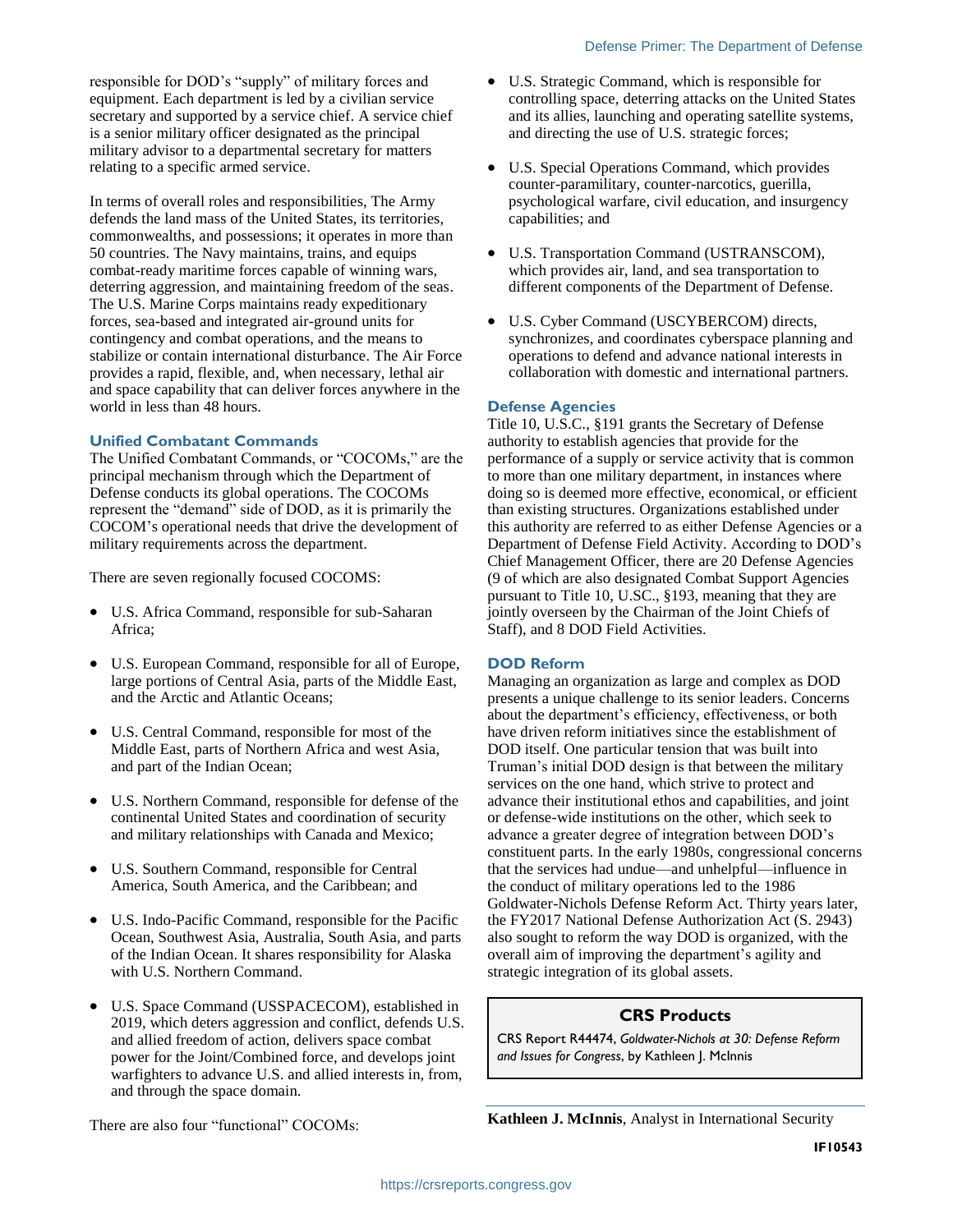responsible for DOD's "supply" of military forces and equipment. Each department is led by a civilian service secretary and supported by a service chief. A service chief is a senior military officer designated as the principal military advisor to a departmental secretary for matters relating to a specific armed service.

In terms of overall roles and responsibilities, The Army defends the land mass of the United States, its territories, commonwealths, and possessions; it operates in more than 50 countries. The Navy maintains, trains, and equips combat-ready maritime forces capable of winning wars, deterring aggression, and maintaining freedom of the seas. The U.S. Marine Corps maintains ready expeditionary forces, sea-based and integrated air-ground units for contingency and combat operations, and the means to stabilize or contain international disturbance. The Air Force provides a rapid, flexible, and, when necessary, lethal air and space capability that can deliver forces anywhere in the world in less than 48 hours.

## Unified Combatant Commands

The Unified Combatant Commands, or "COCOMs," are the principal mechanism through which the Department of Defense conducts its global operations. The COCOMs represent the "demand" side of DOD, as it is primarily the COCOM's operational needs that drive the development of military requirements across the department.

There are seven regionally focused COCOMS:

- U.S. Africa Command, responsible for sub-Saharan Africa;
- U.S. European Command, responsible for all of Europe, large portions of Central Asia, parts of the Middle East, and the Arctic and Atlantic Oceans;
- U.S. Central Command, responsible for most of the Middle East, parts of Northern Africa and west Asia, and part of the Indian Ocean;
- U.S. Northern Command, responsible for defense of the continental United States and coordination of security and military relationships with Canada and Mexico;
- U.S. Southern Command, responsible for Central America, South America, and the Caribbean; and
- U.S. Indo-Pacific Command, responsible for the Pacific Ocean, Southwest Asia, Australia, South Asia, and parts of the Indian Ocean. It shares responsibility for Alaska with U.S. Northern Command.
- U.S. Space Command (USSPACECOM), established in 2019, which deters aggression and conflict, defends U.S. and allied freedom of action, delivers space combat power for the Joint/Combined force, and develops joint warfighters to advance U.S. and allied interests in, from, and through the space domain.

There are also four "functional" COCOMs:

- U.S. Strategic Command, which is responsible for controlling space, deterring attacks on the United States and its allies, launching and operating satellite systems, and directing the use of U.S. strategic forces;
- U.S. Special Operations Command, which provides counter-paramilitary, counter-narcotics, guerilla, psychological warfare, civil education, and insurgency capabilities; and
- U.S. Transportation Command (USTRANSCOM), which provides air, land, and sea transportation to different components of the Department of Defense.
- U.S. Cyber Command (USCYBERCOM) directs, synchronizes, and coordinates cyberspace planning and operations to defend and advance national interests in collaboration with domestic and international partners.

## Defense Agencies

Title 10, U.S.C., §191 grants the Secretary of Defense authority to establish agencies that provide for the performance of a supply or service activity that is common to more than one military department, in instances where doing so is deemed more effective, economical, or efficient than existing structures. Organizations established under this authority are referred to as either Defense Agencies or a Department of Defense Field Activity. According to DOD's Chief Management Officer, there are 20 Defense Agencies (9 of which are also designated Combat Support Agencies pursuant to Title 10, U.S.C., §193, meaning that they are jointly overseen by the Chairman of the Joint Chiefs of Staff), and 8 DOD Field Activities.

## DOD Reform

Managing an organization as large and complex as DOD presents a unique challenge to its senior leaders. Concerns about the department's efficiency, effectiveness, or both have driven reform initiatives since the establishment of DOD itself. One particular tension that was built into Truman's initial DOD design is that between the military services on the one hand, which strive to protect and advance their institutional ethos and capabilities, and joint or defense-wide institutions on the other, which seek to advance a greater degree of integration between DOD's constituent parts. In the early 1980s, congressional concerns that the services had undue—and unhelpful—influence in the conduct of military operations led to the 1986 Goldwater-Nichols Defense Reform Act. Thirty years later, the FY2017 National Defense Authorization Act (S. 2943) also sought to reform the way DOD is organized, with the overall aim of improving the department's agility and strategic integration of its global assets.

### CRS Products

CRS Report R44474, *Goldwater-Nichols at 30: Defense Reform and Issues for Congress*, by Kathleen J. McInnis

**Kathleen J. McInnis**, Analyst in International Security

IF10543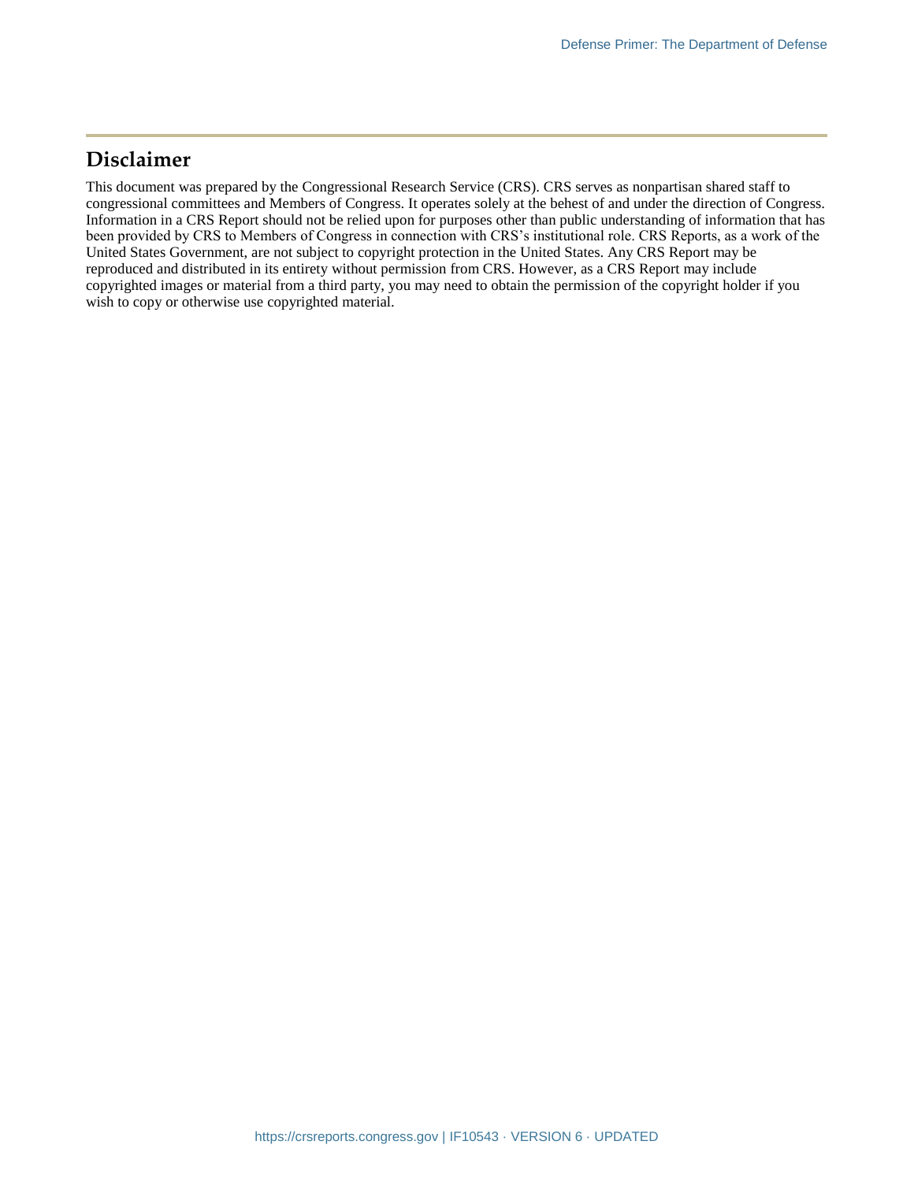## Disclaimer

This document was prepared by the Congressional Research Service (CRS). CRS serves as nonpartisan shared staff to congressional committees and Members of Congress. It operates solely at the behest of and under the direction of Congress. Information in a CRS Report should not be relied upon for purposes other than public understanding of information that has been provided by CRS to Members of Congress in connection with CRS's institutional role. CRS Reports, as a work of the United States Government, are not subject to copyright protection in the United States. Any CRS Report may be reproduced and distributed in its entirety without permission from CRS. However, as a CRS Report may include copyrighted images or material from a third party, you may need to obtain the permission of the copyright holder if you wish to copy or otherwise use copyrighted material.